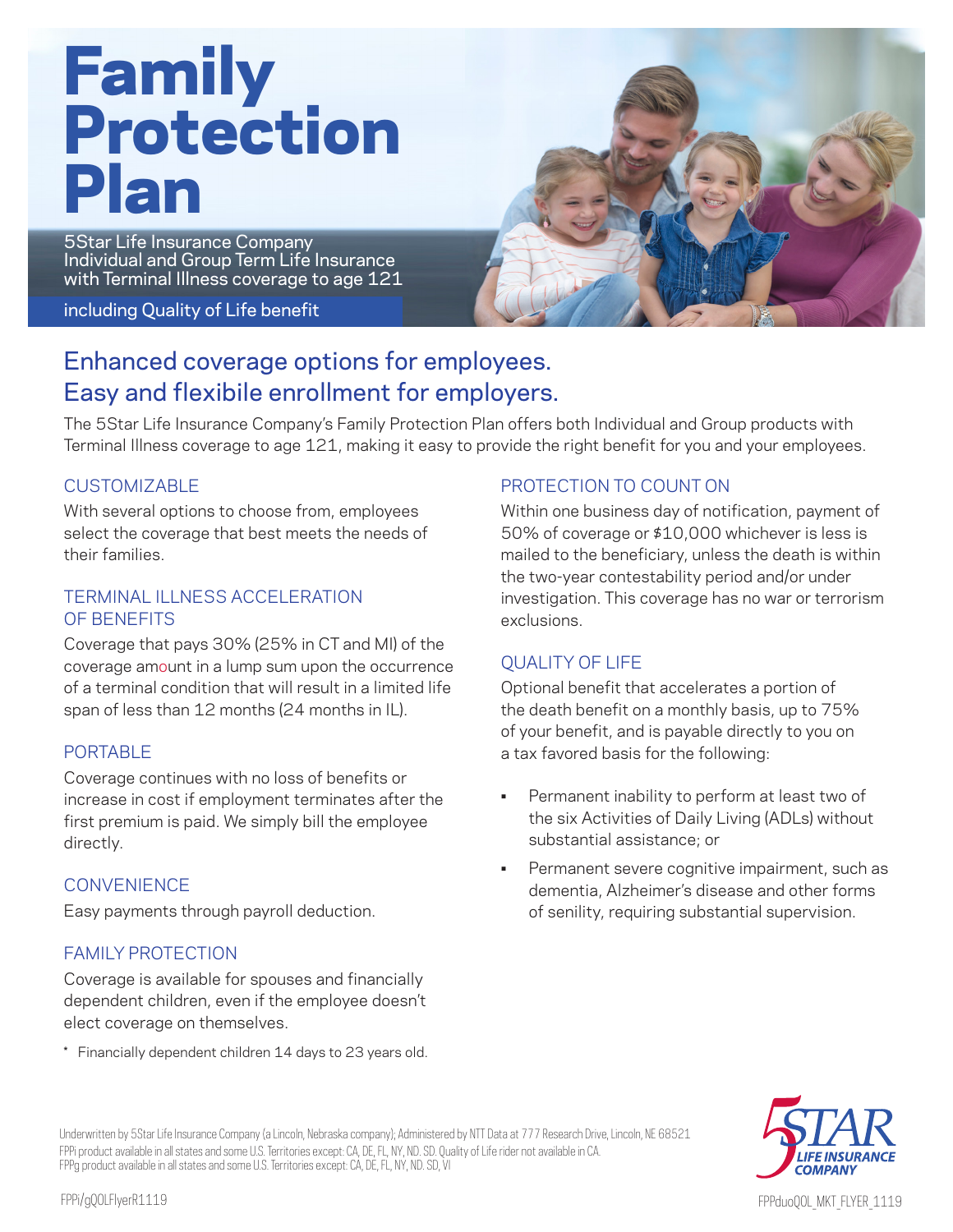# Family Protection Plan

5Star Life Insurance Company
Individual and Group Term Life Insurance
with Terminal Illness coverage to age 121

including Quality of Life benefit

## Enhanced coverage options for employees. Easy and flexibile enrollment for employers.

The 5Star Life Insurance Company's Family Protection Plan offers both Individual and Group products with Terminal Illness coverage to age 121, making it easy to provide the right benefit for you and your employees.

### CUSTOMIZABLE

With several options to choose from, employees select the coverage that best meets the needs of their families.

### TERMINAL ILLNESS ACCELERATION OF BENEFITS

Coverage that pays 30% (25% in CT and MI) of the coverage amount in a lump sum upon the occurrence of a terminal condition that will result in a limited life span of less than 12 months (24 months in IL).

### PORTABLE

Coverage continues with no loss of benefits or increase in cost if employment terminates after the first premium is paid. We simply bill the employee directly.

### CONVENIENCE

Easy payments through payroll deduction.

### FAMILY PROTECTION

Coverage is available for spouses and financially dependent children, even if the employee doesn't elect coverage on themselves.

* Financially dependent children 14 days to 23 years old.

### PROTECTION TO COUNT ON

Within one business day of notification, payment of 50% of coverage or $10,000 whichever is less is mailed to the beneficiary, unless the death is within the two-year contestability period and/or under investigation. This coverage has no war or terrorism exclusions.

### QUALITY OF LIFE

Optional benefit that accelerates a portion of the death benefit on a monthly basis, up to 75% of your benefit, and is payable directly to you on a tax favored basis for the following:

- Permanent inability to perform at least two of the six Activities of Daily Living (ADLs) without substantial assistance; or
- Permanent severe cognitive impairment, such as dementia, Alzheimer's disease and other forms of senility, requiring substantial supervision.

Underwritten by 5Star Life Insurance Company (a Lincoln, Nebraska company); Administered by NTT Data at 777 Research Drive, Lincoln, NE 68521
FPPi product available in all states and some U.S. Territories except: CA, DE, FL, NY, ND. SD. Quality of Life rider not available in CA.
FPPg product available in all states and some U.S. Territories except: CA, DE, FL, NY, ND. SD, VI

5STAR LIFE INSURANCE COMPANY

FPPi/gQOLFlyerR1119

FPPduoQOL_MKT_FLYER_1119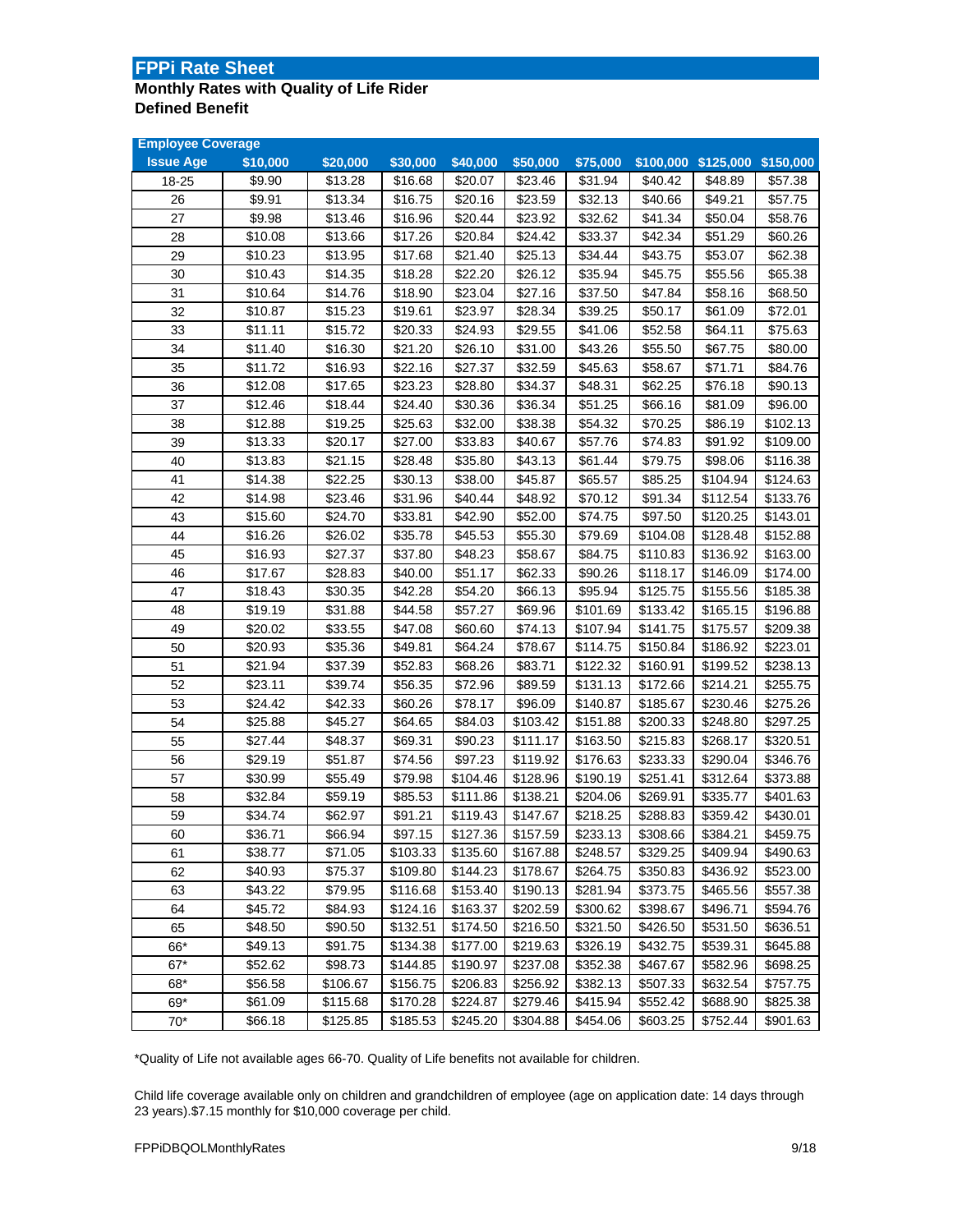# FPPi Rate Sheet

## Monthly Rates with Quality of Life Rider
## Defined Benefit

| Employee Coverage | | | | | | | | | |
|---|---|---|---|---|---|---|---|---|---|
| Issue Age | $10,000 | $20,000 | $30,000 | $40,000 | $50,000 | $75,000 | $100,000 | $125,000 | $150,000 |
| 18-25 | $9.90 | $13.28 | $16.68 | $20.07 | $23.46 | $31.94 | $40.42 | $48.89 | $57.38 |
| 26 | $9.91 | $13.34 | $16.75 | $20.16 | $23.59 | $32.13 | $40.66 | $49.21 | $57.75 |
| 27 | $9.98 | $13.46 | $16.96 | $20.44 | $23.92 | $32.62 | $41.34 | $50.04 | $58.76 |
| 28 | $10.08 | $13.66 | $17.26 | $20.84 | $24.42 | $33.37 | $42.34 | $51.29 | $60.26 |
| 29 | $10.23 | $13.95 | $17.68 | $21.40 | $25.13 | $34.44 | $43.75 | $53.07 | $62.38 |
| 30 | $10.43 | $14.35 | $18.28 | $22.20 | $26.12 | $35.94 | $45.75 | $55.56 | $65.38 |
| 31 | $10.64 | $14.76 | $18.90 | $23.04 | $27.16 | $37.50 | $47.84 | $58.16 | $68.50 |
| 32 | $10.87 | $15.23 | $19.61 | $23.97 | $28.34 | $39.25 | $50.17 | $61.09 | $72.01 |
| 33 | $11.11 | $15.72 | $20.33 | $24.93 | $29.55 | $41.06 | $52.58 | $64.11 | $75.63 |
| 34 | $11.40 | $16.30 | $21.20 | $26.10 | $31.00 | $43.26 | $55.50 | $67.75 | $80.00 |
| 35 | $11.72 | $16.93 | $22.16 | $27.37 | $32.59 | $45.63 | $58.67 | $71.71 | $84.76 |
| 36 | $12.08 | $17.65 | $23.23 | $28.80 | $34.37 | $48.31 | $62.25 | $76.18 | $90.13 |
| 37 | $12.46 | $18.44 | $24.40 | $30.36 | $36.34 | $51.25 | $66.16 | $81.09 | $96.00 |
| 38 | $12.88 | $19.25 | $25.63 | $32.00 | $38.38 | $54.32 | $70.25 | $86.19 | $102.13 |
| 39 | $13.33 | $20.17 | $27.00 | $33.83 | $40.67 | $57.76 | $74.83 | $91.92 | $109.00 |
| 40 | $13.83 | $21.15 | $28.48 | $35.80 | $43.13 | $61.44 | $79.75 | $98.06 | $116.38 |
| 41 | $14.38 | $22.25 | $30.13 | $38.00 | $45.87 | $65.57 | $85.25 | $104.94 | $124.63 |
| 42 | $14.98 | $23.46 | $31.96 | $40.44 | $48.92 | $70.12 | $91.34 | $112.54 | $133.76 |
| 43 | $15.60 | $24.70 | $33.81 | $42.90 | $52.00 | $74.75 | $97.50 | $120.25 | $143.01 |
| 44 | $16.26 | $26.02 | $35.78 | $45.53 | $55.30 | $79.69 | $104.08 | $128.48 | $152.88 |
| 45 | $16.93 | $27.37 | $37.80 | $48.23 | $58.67 | $84.75 | $110.83 | $136.92 | $163.00 |
| 46 | $17.67 | $28.83 | $40.00 | $51.17 | $62.33 | $90.26 | $118.17 | $146.09 | $174.00 |
| 47 | $18.43 | $30.35 | $42.28 | $54.20 | $66.13 | $95.94 | $125.75 | $155.56 | $185.38 |
| 48 | $19.19 | $31.88 | $44.58 | $57.27 | $69.96 | $101.69 | $133.42 | $165.15 | $196.88 |
| 49 | $20.02 | $33.55 | $47.08 | $60.60 | $74.13 | $107.94 | $141.75 | $175.57 | $209.38 |
| 50 | $20.93 | $35.36 | $49.81 | $64.24 | $78.67 | $114.75 | $150.84 | $186.92 | $223.01 |
| 51 | $21.94 | $37.39 | $52.83 | $68.26 | $83.71 | $122.32 | $160.91 | $199.52 | $238.13 |
| 52 | $23.11 | $39.74 | $56.35 | $72.96 | $89.59 | $131.13 | $172.66 | $214.21 | $255.75 |
| 53 | $24.42 | $42.33 | $60.26 | $78.17 | $96.09 | $140.87 | $185.67 | $230.46 | $275.26 |
| 54 | $25.88 | $45.27 | $64.65 | $84.03 | $103.42 | $151.88 | $200.33 | $248.80 | $297.25 |
| 55 | $27.44 | $48.37 | $69.31 | $90.23 | $111.17 | $163.50 | $215.83 | $268.17 | $320.51 |
| 56 | $29.19 | $51.87 | $74.56 | $97.23 | $119.92 | $176.63 | $233.33 | $290.04 | $346.76 |
| 57 | $30.99 | $55.49 | $79.98 | $104.46 | $128.96 | $190.19 | $251.41 | $312.64 | $373.88 |
| 58 | $32.84 | $59.19 | $85.53 | $111.86 | $138.21 | $204.06 | $269.91 | $335.77 | $401.63 |
| 59 | $34.74 | $62.97 | $91.21 | $119.43 | $147.67 | $218.25 | $288.83 | $359.42 | $430.01 |
| 60 | $36.71 | $66.94 | $97.15 | $127.36 | $157.59 | $233.13 | $308.66 | $384.21 | $459.75 |
| 61 | $38.77 | $71.05 | $103.33 | $135.60 | $167.88 | $248.57 | $329.25 | $409.94 | $490.63 |
| 62 | $40.93 | $75.37 | $109.80 | $144.23 | $178.67 | $264.75 | $350.83 | $436.92 | $523.00 |
| 63 | $43.22 | $79.95 | $116.68 | $153.40 | $190.13 | $281.94 | $373.75 | $465.56 | $557.38 |
| 64 | $45.72 | $84.93 | $124.16 | $163.37 | $202.59 | $300.62 | $398.67 | $496.71 | $594.76 |
| 65 | $48.50 | $90.50 | $132.51 | $174.50 | $216.50 | $321.50 | $426.50 | $531.50 | $636.51 |
| 66* | $49.13 | $91.75 | $134.38 | $177.00 | $219.63 | $326.19 | $432.75 | $539.31 | $645.88 |
| 67* | $52.62 | $98.73 | $144.85 | $190.97 | $237.08 | $352.38 | $467.67 | $582.96 | $698.25 |
| 68* | $56.58 | $106.67 | $156.75 | $206.83 | $256.92 | $382.13 | $507.33 | $632.54 | $757.75 |
| 69* | $61.09 | $115.68 | $170.28 | $224.87 | $279.46 | $415.94 | $552.42 | $688.90 | $825.38 |
| 70* | $66.18 | $125.85 | $185.53 | $245.20 | $304.88 | $454.06 | $603.25 | $752.44 | $901.63 |

*Quality of Life not available ages 66-70. Quality of Life benefits not available for children.

Child life coverage available only on children and grandchildren of employee (age on application date: 14 days through 23 years).$7.15 monthly for $10,000 coverage per child.

FPPiDBQOLMonthlyRates 9/18